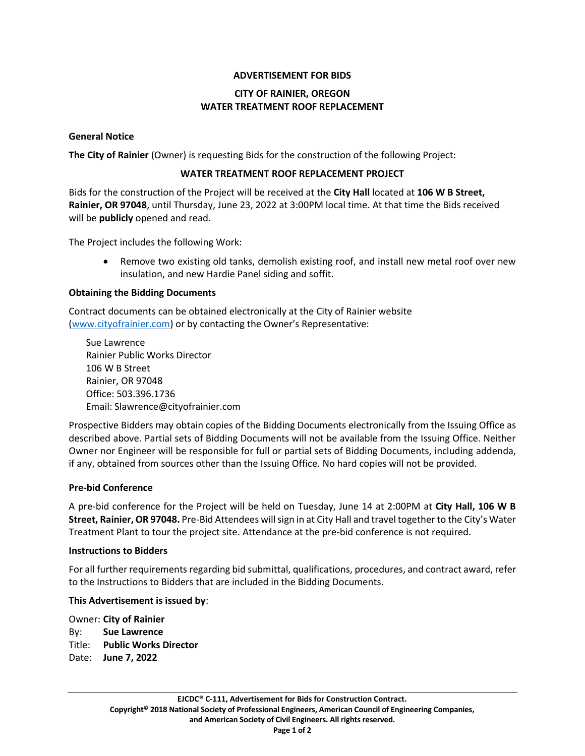# ADVERTISEMENT FOR BIDS

## CITY OF RAINIER, OREGON
## WATER TREATMENT ROOF REPLACEMENT

### General Notice

**The City of Rainier** (Owner) is requesting Bids for the construction of the following Project:

**WATER TREATMENT ROOF REPLACEMENT PROJECT**

Bids for the construction of the Project will be received at the **City Hall** located at **106 W B Street, Rainier, OR 97048**, until Thursday, June 23, 2022 at 3:00PM local time. At that time the Bids received will be **publicly** opened and read.

The Project includes the following Work:

- Remove two existing old tanks, demolish existing roof, and install new metal roof over new insulation, and new Hardie Panel siding and soffit.

### Obtaining the Bidding Documents

Contract documents can be obtained electronically at the City of Rainier website (www.cityofrainier.com) or by contacting the Owner's Representative:

Sue Lawrence
Rainier Public Works Director
106 W B Street
Rainier, OR 97048
Office: 503.396.1736
Email: Slawrence@cityofrainier.com

Prospective Bidders may obtain copies of the Bidding Documents electronically from the Issuing Office as described above. Partial sets of Bidding Documents will not be available from the Issuing Office. Neither Owner nor Engineer will be responsible for full or partial sets of Bidding Documents, including addenda, if any, obtained from sources other than the Issuing Office. No hard copies will not be provided.

### Pre-bid Conference

A pre-bid conference for the Project will be held on Tuesday, June 14 at 2:00PM at **City Hall, 106 W B Street, Rainier, OR 97048.** Pre-Bid Attendees will sign in at City Hall and travel together to the City's Water Treatment Plant to tour the project site. Attendance at the pre-bid conference is not required.

### Instructions to Bidders

For all further requirements regarding bid submittal, qualifications, procedures, and contract award, refer to the Instructions to Bidders that are included in the Bidding Documents.

### This Advertisement is issued by:

Owner: **City of Rainier**
By: **Sue Lawrence**
Title: **Public Works Director**
Date: **June 7, 2022**

**EJCDC® C-111, Advertisement for Bids for Construction Contract.**
**Copyright© 2018 National Society of Professional Engineers, American Council of Engineering Companies, and American Society of Civil Engineers. All rights reserved.**